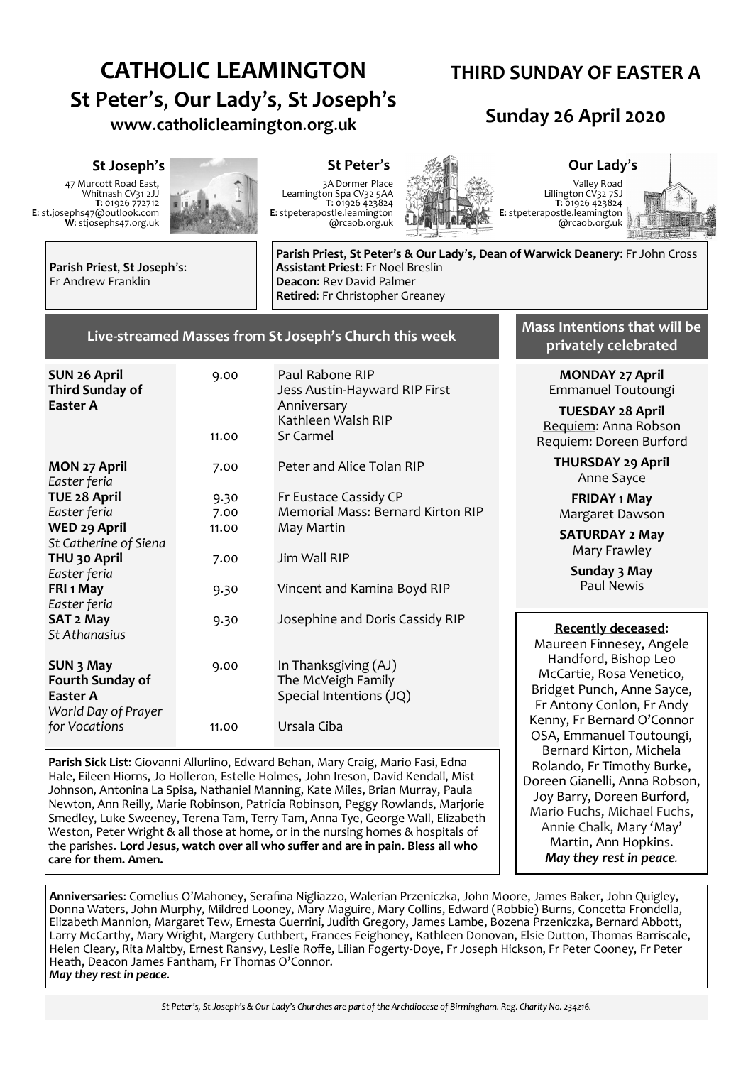# CATHOLIC LEAMINGTON

## St Peter's, Our Lady's, St Joseph's

**www.catholicleamington.org.uk**

## THIRD SUNDAY OF EASTER A

## Sunday 26 April 2020

### St Joseph's

47 Murcott Road East,
Whitnash CV31 2JJ
**T**: 01926 772712
**E**: st.josephs47@outlook.com
**W**: stjosephs47.org.uk

### St Peter's

3A Dormer Place
Leamington Spa CV32 5AA
**T**: 01926 423824
**E**: stpeterapostle.leamington@rcaob.org.uk

### Our Lady's

Valley Road
Lillington CV32 7SJ
**T**: 01926 423824
**E**: stpeterapostle.leamington@rcaob.org.uk

**Parish Priest, St Joseph's**:
Fr Andrew Franklin

**Parish Priest, St Peter's & Our Lady's, Dean of Warwick Deanery**: Fr John Cross
**Assistant Priest**: Fr Noel Breslin
**Deacon**: Rev David Palmer
**Retired**: Fr Christopher Greaney

### Live-streamed Masses from St Joseph's Church this week

| Day | Time | Intention |
|---|---|---|
| **SUN 26 April** **Third Sunday of Easter A** | 9.00 | Paul Rabone RIP<br>Jess Austin-Hayward RIP First Anniversary<br>Kathleen Walsh RIP |
| | 11.00 | Sr Carmel |
| **MON 27 April** *Easter feria* | 7.00 | Peter and Alice Tolan RIP |
| **TUE 28 April** *Easter feria* | 9.30 | Fr Eustace Cassidy CP |
| | 7.00 | Memorial Mass: Bernard Kirton RIP |
| **WED 29 April** *St Catherine of Siena* | 11.00 | May Martin |
| **THU 30 April** *Easter feria* | 7.00 | Jim Wall RIP |
| **FRI 1 May** *Easter feria* | 9.30 | Vincent and Kamina Boyd RIP |
| **SAT 2 May** *St Athanasius* | 9.30 | Josephine and Doris Cassidy RIP |
| **SUN 3 May** **Fourth Sunday of Easter A** *World Day of Prayer for Vocations* | 9.00 | In Thanksgiving (AJ)<br>The McVeigh Family<br>Special Intentions (JQ) |
| | 11.00 | Ursala Ciba |

### Mass Intentions that will be privately celebrated

**MONDAY 27 April**
Emmanuel Toutoungi

**TUESDAY 28 April**
Requiem: Anna Robson
Requiem: Doreen Burford

**THURSDAY 29 April**
Anne Sayce

**FRIDAY 1 May**
Margaret Dawson

**SATURDAY 2 May**
Mary Frawley

**Sunday 3 May**
Paul Newis

**Parish Sick List**: Giovanni Allurlino, Edward Behan, Mary Craig, Mario Fasi, Edna Hale, Eileen Hiorns, Jo Holleron, Estelle Holmes, John Ireson, David Kendall, Mist Johnson, Antonina La Spisa, Nathaniel Manning, Kate Miles, Brian Murray, Paula Newton, Ann Reilly, Marie Robinson, Patricia Robinson, Peggy Rowlands, Marjorie Smedley, Luke Sweeney, Terena Tam, Terry Tam, Anna Tye, George Wall, Elizabeth Weston, Peter Wright & all those at home, or in the nursing homes & hospitals of the parishes. **Lord Jesus, watch over all who suffer and are in pain. Bless all who care for them. Amen.**

**Recently deceased**:
Maureen Finnesey, Angele Handford, Bishop Leo McCartie, Rosa Venetico, Bridget Punch, Anne Sayce, Fr Antony Conlon, Fr Andy Kenny, Fr Bernard O'Connor OSA, Emmanuel Toutoungi, Bernard Kirton, Michela Rolando, Fr Timothy Burke, Doreen Gianelli, Anna Robson, Joy Barry, Doreen Burford, Mario Fuchs, Michael Fuchs, Annie Chalk, Mary 'May' Martin, Ann Hopkins.
***May they rest in peace.***

**Anniversaries**: Cornelius O'Mahoney, Serafina Nigliazzo, Walerian Przeniczka, John Moore, James Baker, John Quigley, Donna Waters, John Murphy, Mildred Looney, Mary Maguire, Mary Collins, Edward (Robbie) Burns, Concetta Frondella, Elizabeth Mannion, Margaret Tew, Ernesta Guerrini, Judith Gregory, James Lambe, Bozena Przeniczka, Bernard Abbott, Larry McCarthy, Mary Wright, Margery Cuthbert, Frances Feighoney, Kathleen Donovan, Elsie Dutton, Thomas Barriscale, Helen Cleary, Rita Maltby, Ernest Ransvy, Leslie Roffe, Lilian Fogerty-Doye, Fr Joseph Hickson, Fr Peter Cooney, Fr Peter Heath, Deacon James Fantham, Fr Thomas O'Connor.
***May they rest in peace.***

*St Peter's, St Joseph's & Our Lady's Churches are part of the Archdiocese of Birmingham. Reg. Charity No. 234216.*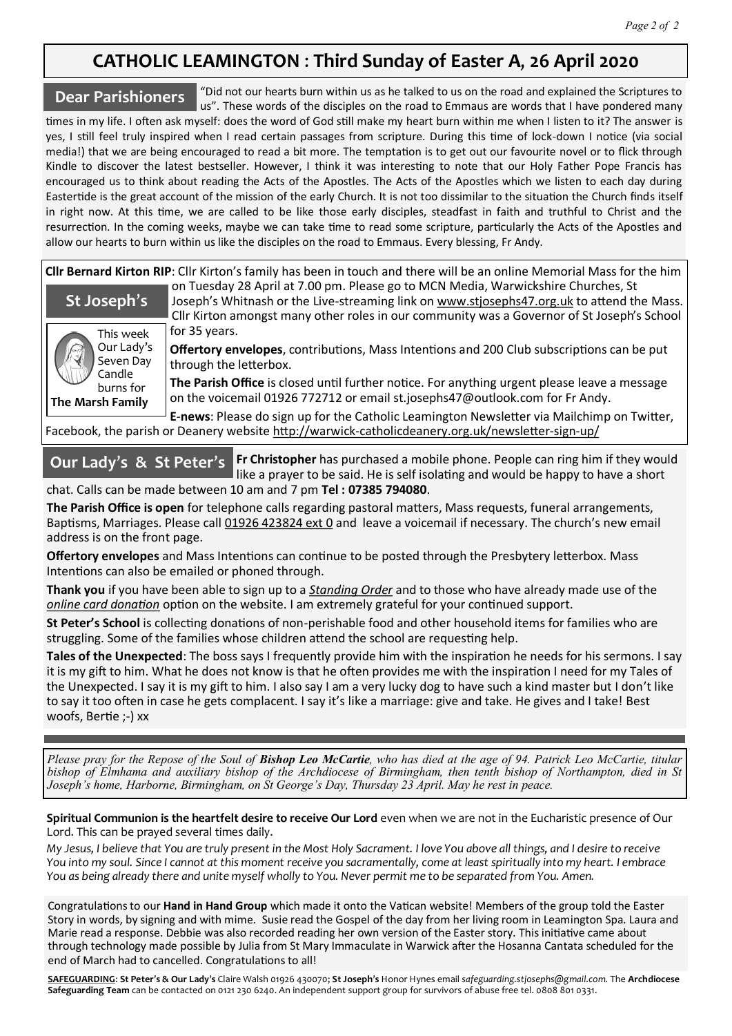# CATHOLIC LEAMINGTON : Third Sunday of Easter A, 26 April 2020

## Dear Parishioners

"Did not our hearts burn within us as he talked to us on the road and explained the Scriptures to us". These words of the disciples on the road to Emmaus are words that I have pondered many times in my life. I often ask myself: does the word of God still make my heart burn within me when I listen to it? The answer is yes, I still feel truly inspired when I read certain passages from scripture. During this time of lock-down I notice (via social media!) that we are being encouraged to read a bit more. The temptation is to get out our favourite novel or to flick through Kindle to discover the latest bestseller. However, I think it was interesting to note that our Holy Father Pope Francis has encouraged us to think about reading the Acts of the Apostles. The Acts of the Apostles which we listen to each day during Eastertide is the great account of the mission of the early Church. It is not too dissimilar to the situation the Church finds itself in right now. At this time, we are called to be like those early disciples, steadfast in faith and truthful to Christ and the resurrection. In the coming weeks, maybe we can take time to read some scripture, particularly the Acts of the Apostles and allow our hearts to burn within us like the disciples on the road to Emmaus. Every blessing, Fr Andy.

## St Joseph's

**Cllr Bernard Kirton RIP**: Cllr Kirton's family has been in touch and there will be an online Memorial Mass for the him on Tuesday 28 April at 7.00 pm. Please go to MCN Media, Warwickshire Churches, St Joseph's Whitnash or the Live-streaming link on www.stjosephs47.org.uk to attend the Mass. Cllr Kirton amongst many other roles in our community was a Governor of St Joseph's School for 35 years.

This week Our Lady's Seven Day Candle burns for **The Marsh Family**

**Offertory envelopes**, contributions, Mass Intentions and 200 Club subscriptions can be put through the letterbox.

**The Parish Office** is closed until further notice. For anything urgent please leave a message on the voicemail 01926 772712 or email st.josephs47@outlook.com for Fr Andy.

**E-news**: Please do sign up for the Catholic Leamington Newsletter via Mailchimp on Twitter, Facebook, the parish or Deanery website http://warwick-catholicdeanery.org.uk/newsletter-sign-up/

## Our Lady's & St Peter's

**Fr Christopher** has purchased a mobile phone. People can ring him if they would like a prayer to be said. He is self isolating and would be happy to have a short chat. Calls can be made between 10 am and 7 pm **Tel : 07385 794080**.

**The Parish Office is open** for telephone calls regarding pastoral matters, Mass requests, funeral arrangements, Baptisms, Marriages. Please call 01926 423824 ext 0 and leave a voicemail if necessary. The church's new email address is on the front page.

**Offertory envelopes** and Mass Intentions can continue to be posted through the Presbytery letterbox. Mass Intentions can also be emailed or phoned through.

**Thank you** if you have been able to sign up to a *Standing Order* and to those who have already made use of the *online card donation* option on the website. I am extremely grateful for your continued support.

**St Peter's School** is collecting donations of non-perishable food and other household items for families who are struggling. Some of the families whose children attend the school are requesting help.

**Tales of the Unexpected**: The boss says I frequently provide him with the inspiration he needs for his sermons. I say it is my gift to him. What he does not know is that he often provides me with the inspiration I need for my Tales of the Unexpected. I say it is my gift to him. I also say I am a very lucky dog to have such a kind master but I don't like to say it too often in case he gets complacent. I say it's like a marriage: give and take. He gives and I take! Best woofs, Bertie ;-) xx

---

*Please pray for the Repose of the Soul of* ***Bishop Leo McCartie****, who has died at the age of 94. Patrick Leo McCartie, titular bishop of Elmhama and auxiliary bishop of the Archdiocese of Birmingham, then tenth bishop of Northampton, died in St Joseph's home, Harborne, Birmingham, on St George's Day, Thursday 23 April. May he rest in peace.*

**Spiritual Communion is the heartfelt desire to receive Our Lord** even when we are not in the Eucharistic presence of Our Lord. This can be prayed several times daily.

*My Jesus, I believe that You are truly present in the Most Holy Sacrament. I love You above all things, and I desire to receive You into my soul. Since I cannot at this moment receive you sacramentally, come at least spiritually into my heart. I embrace You as being already there and unite myself wholly to You. Never permit me to be separated from You. Amen.*

Congratulations to our **Hand in Hand Group** which made it onto the Vatican website! Members of the group told the Easter Story in words, by signing and with mime. Susie read the Gospel of the day from her living room in Leamington Spa. Laura and Marie read a response. Debbie was also recorded reading her own version of the Easter story. This initiative came about through technology made possible by Julia from St Mary Immaculate in Warwick after the Hosanna Cantata scheduled for the end of March had to cancelled. Congratulations to all!

**SAFEGUARDING**: **St Peter's & Our Lady's** Claire Walsh 01926 430070; **St Joseph's** Honor Hynes email *safeguarding.stjosephs@gmail.com*. The **Archdiocese Safeguarding Team** can be contacted on 0121 230 6240. An independent support group for survivors of abuse free tel. 0808 801 0331.